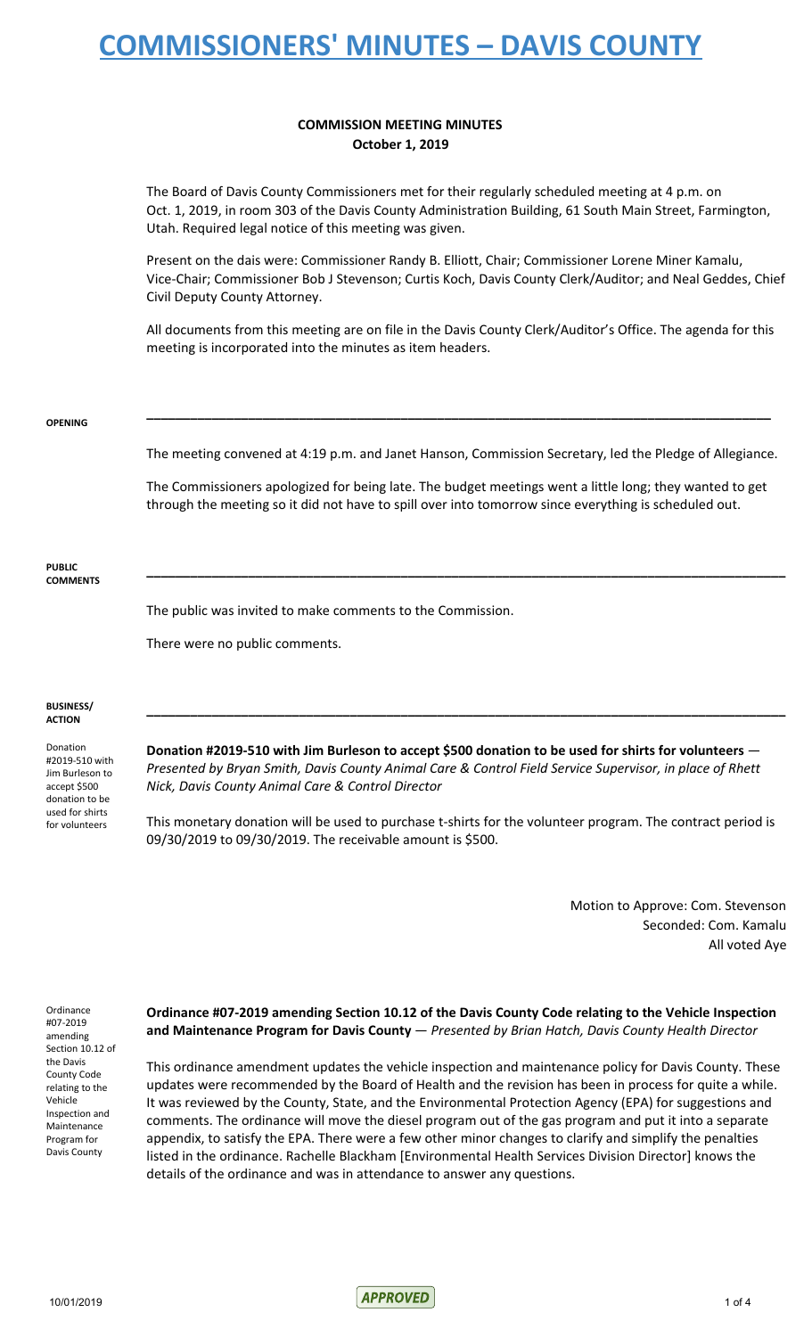# COMMISSIONERS' MINUTES – DAVIS COUNTY

**COMMISSION MEETING MINUTES**
**October 1, 2019**

The Board of Davis County Commissioners met for their regularly scheduled meeting at 4 p.m. on Oct. 1, 2019, in room 303 of the Davis County Administration Building, 61 South Main Street, Farmington, Utah. Required legal notice of this meeting was given.

Present on the dais were: Commissioner Randy B. Elliott, Chair; Commissioner Lorene Miner Kamalu, Vice-Chair; Commissioner Bob J Stevenson; Curtis Koch, Davis County Clerk/Auditor; and Neal Geddes, Chief Civil Deputy County Attorney.

All documents from this meeting are on file in the Davis County Clerk/Auditor's Office. The agenda for this meeting is incorporated into the minutes as item headers.

**OPENING**

---

The meeting convened at 4:19 p.m. and Janet Hanson, Commission Secretary, led the Pledge of Allegiance.

The Commissioners apologized for being late. The budget meetings went a little long; they wanted to get through the meeting so it did not have to spill over into tomorrow since everything is scheduled out.

**PUBLIC COMMENTS**

---

The public was invited to make comments to the Commission.

There were no public comments.

**BUSINESS/ ACTION**

---

*Donation #2019-510 with Jim Burleson to accept $500 donation to be used for shirts for volunteers*

**Donation #2019-510 with Jim Burleson to accept $500 donation to be used for shirts for volunteers** — *Presented by Bryan Smith, Davis County Animal Care & Control Field Service Supervisor, in place of Rhett Nick, Davis County Animal Care & Control Director*

This monetary donation will be used to purchase t-shirts for the volunteer program. The contract period is 09/30/2019 to 09/30/2019. The receivable amount is $500.

Motion to Approve: Com. Stevenson
Seconded: Com. Kamalu
All voted Aye

*Ordinance #07-2019 amending Section 10.12 of the Davis County Code relating to the Vehicle Inspection and Maintenance Program for Davis County*

**Ordinance #07-2019 amending Section 10.12 of the Davis County Code relating to the Vehicle Inspection and Maintenance Program for Davis County** — *Presented by Brian Hatch, Davis County Health Director*

This ordinance amendment updates the vehicle inspection and maintenance policy for Davis County. These updates were recommended by the Board of Health and the revision has been in process for quite a while. It was reviewed by the County, State, and the Environmental Protection Agency (EPA) for suggestions and comments. The ordinance will move the diesel program out of the gas program and put it into a separate appendix, to satisfy the EPA. There were a few other minor changes to clarify and simplify the penalties listed in the ordinance. Rachelle Blackham [Environmental Health Services Division Director] knows the details of the ordinance and was in attendance to answer any questions.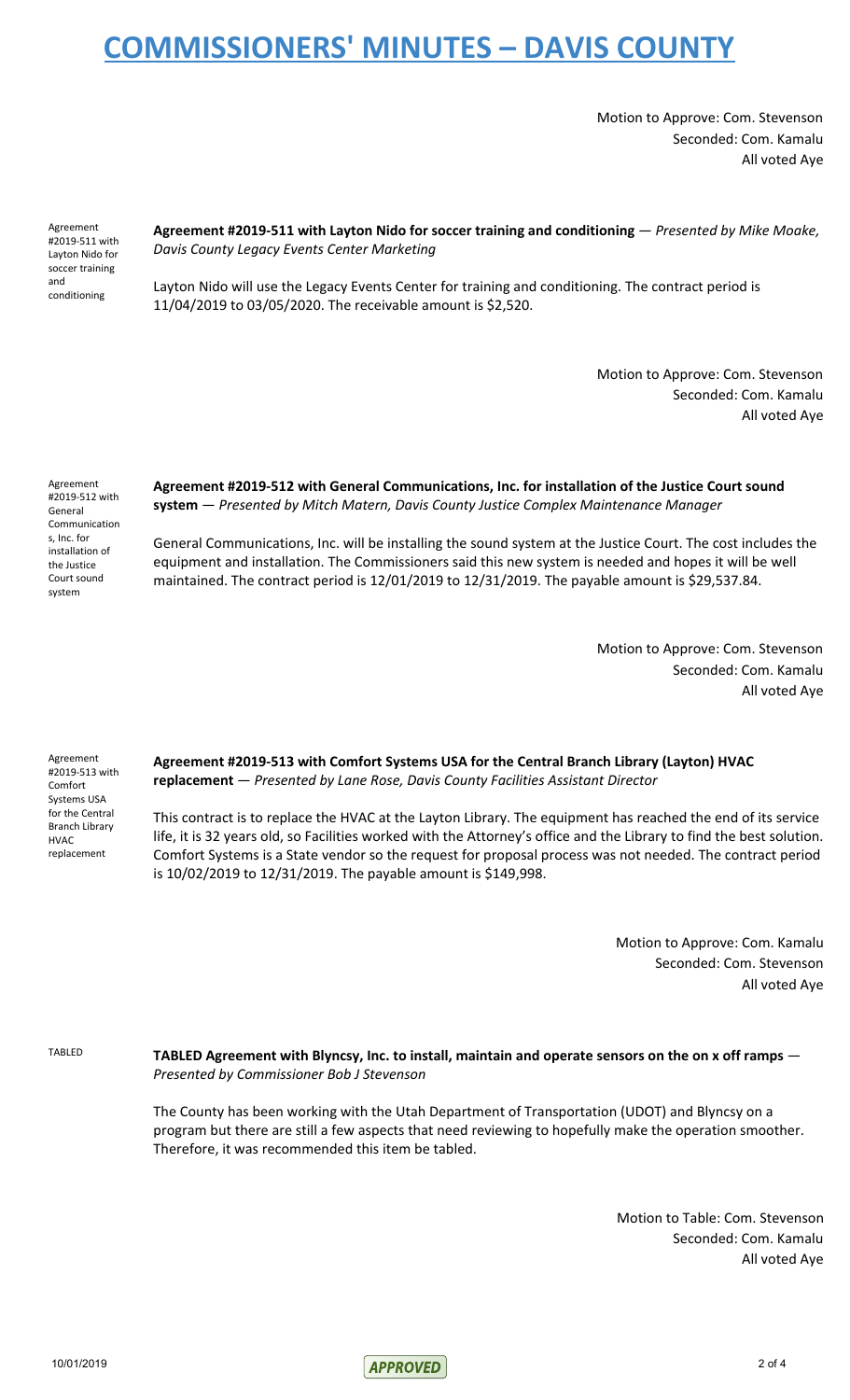Motion to Approve: Com. Stevenson
Seconded: Com. Kamalu
All voted Aye

Agreement #2019-511 with Layton Nido for soccer training and conditioning

**Agreement #2019-511 with Layton Nido for soccer training and conditioning** — *Presented by Mike Moake, Davis County Legacy Events Center Marketing*

Layton Nido will use the Legacy Events Center for training and conditioning. The contract period is 11/04/2019 to 03/05/2020. The receivable amount is $2,520.

Motion to Approve: Com. Stevenson
Seconded: Com. Kamalu
All voted Aye

Agreement #2019-512 with General Communications, Inc. for installation of the Justice Court sound system

**Agreement #2019-512 with General Communications, Inc. for installation of the Justice Court sound system** — *Presented by Mitch Matern, Davis County Justice Complex Maintenance Manager*

General Communications, Inc. will be installing the sound system at the Justice Court. The cost includes the equipment and installation. The Commissioners said this new system is needed and hopes it will be well maintained. The contract period is 12/01/2019 to 12/31/2019. The payable amount is $29,537.84.

Motion to Approve: Com. Stevenson
Seconded: Com. Kamalu
All voted Aye

Agreement #2019-513 with Comfort Systems USA for the Central Branch Library HVAC replacement

**Agreement #2019-513 with Comfort Systems USA for the Central Branch Library (Layton) HVAC replacement** — *Presented by Lane Rose, Davis County Facilities Assistant Director*

This contract is to replace the HVAC at the Layton Library. The equipment has reached the end of its service life, it is 32 years old, so Facilities worked with the Attorney's office and the Library to find the best solution. Comfort Systems is a State vendor so the request for proposal process was not needed. The contract period is 10/02/2019 to 12/31/2019. The payable amount is $149,998.

Motion to Approve: Com. Kamalu
Seconded: Com. Stevenson
All voted Aye

TABLED

**TABLED Agreement with Blyncsy, Inc. to install, maintain and operate sensors on the on x off ramps** — *Presented by Commissioner Bob J Stevenson*

The County has been working with the Utah Department of Transportation (UDOT) and Blyncsy on a program but there are still a few aspects that need reviewing to hopefully make the operation smoother. Therefore, it was recommended this item be tabled.

Motion to Table: Com. Stevenson
Seconded: Com. Kamalu
All voted Aye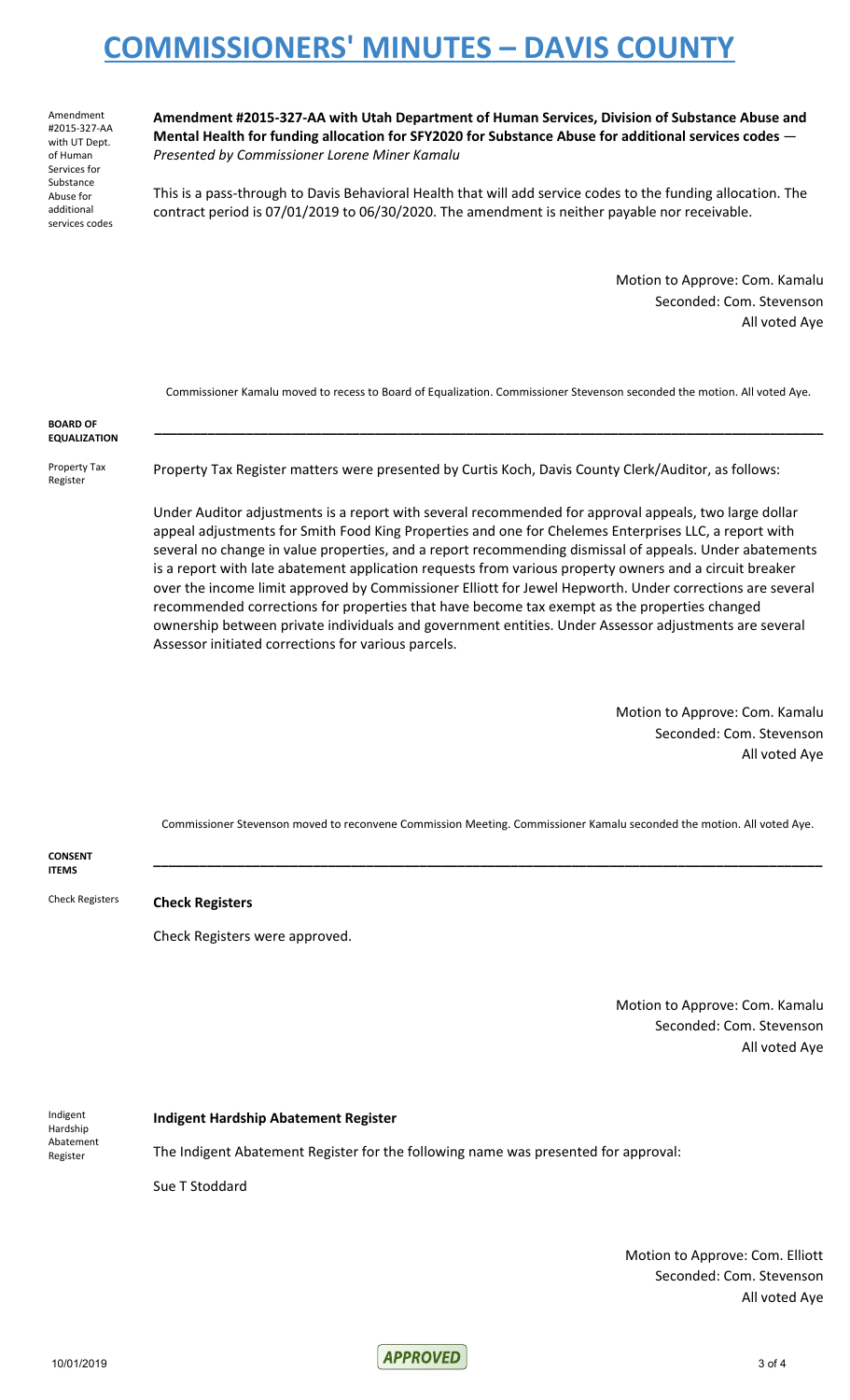Amendment #2015-327-AA with UT Dept. of Human Services for Substance Abuse for additional services codes

**Amendment #2015-327-AA with Utah Department of Human Services, Division of Substance Abuse and Mental Health for funding allocation for SFY2020 for Substance Abuse for additional services codes** — *Presented by Commissioner Lorene Miner Kamalu*

This is a pass-through to Davis Behavioral Health that will add service codes to the funding allocation. The contract period is 07/01/2019 to 06/30/2020. The amendment is neither payable nor receivable.

Motion to Approve: Com. Kamalu
Seconded: Com. Stevenson
All voted Aye

Commissioner Kamalu moved to recess to Board of Equalization. Commissioner Stevenson seconded the motion. All voted Aye.

## BOARD OF EQUALIZATION

Property Tax Register

Property Tax Register matters were presented by Curtis Koch, Davis County Clerk/Auditor, as follows:

Under Auditor adjustments is a report with several recommended for approval appeals, two large dollar appeal adjustments for Smith Food King Properties and one for Chelemes Enterprises LLC, a report with several no change in value properties, and a report recommending dismissal of appeals. Under abatements is a report with late abatement application requests from various property owners and a circuit breaker over the income limit approved by Commissioner Elliott for Jewel Hepworth. Under corrections are several recommended corrections for properties that have become tax exempt as the properties changed ownership between private individuals and government entities. Under Assessor adjustments are several Assessor initiated corrections for various parcels.

Motion to Approve: Com. Kamalu
Seconded: Com. Stevenson
All voted Aye

Commissioner Stevenson moved to reconvene Commission Meeting. Commissioner Kamalu seconded the motion. All voted Aye.

## CONSENT ITEMS

Check Registers

**Check Registers**

Check Registers were approved.

Motion to Approve: Com. Kamalu
Seconded: Com. Stevenson
All voted Aye

Indigent Hardship Abatement Register

**Indigent Hardship Abatement Register**

The Indigent Abatement Register for the following name was presented for approval:

Sue T Stoddard

Motion to Approve: Com. Elliott
Seconded: Com. Stevenson
All voted Aye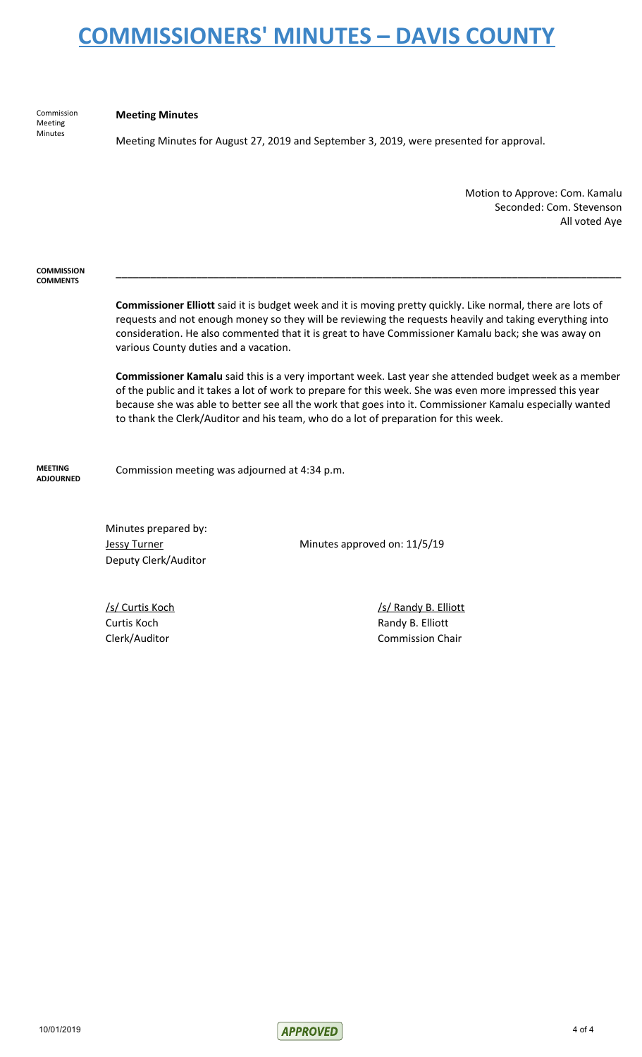Commission Meeting Minutes

**Meeting Minutes**

Meeting Minutes for August 27, 2019 and September 3, 2019, were presented for approval.

Motion to Approve: Com. Kamalu
Seconded: Com. Stevenson
All voted Aye

**COMMISSION COMMENTS**

---

**Commissioner Elliott** said it is budget week and it is moving pretty quickly. Like normal, there are lots of requests and not enough money so they will be reviewing the requests heavily and taking everything into consideration. He also commented that it is great to have Commissioner Kamalu back; she was away on various County duties and a vacation.

**Commissioner Kamalu** said this is a very important week. Last year she attended budget week as a member of the public and it takes a lot of work to prepare for this week. She was even more impressed this year because she was able to better see all the work that goes into it. Commissioner Kamalu especially wanted to thank the Clerk/Auditor and his team, who do a lot of preparation for this week.

**MEETING ADJOURNED**

Commission meeting was adjourned at 4:34 p.m.

Minutes prepared by:
Jessy Turner
Deputy Clerk/Auditor

Minutes approved on: 11/5/19

/s/ Curtis Koch
Curtis Koch
Clerk/Auditor

/s/ Randy B. Elliott
Randy B. Elliott
Commission Chair